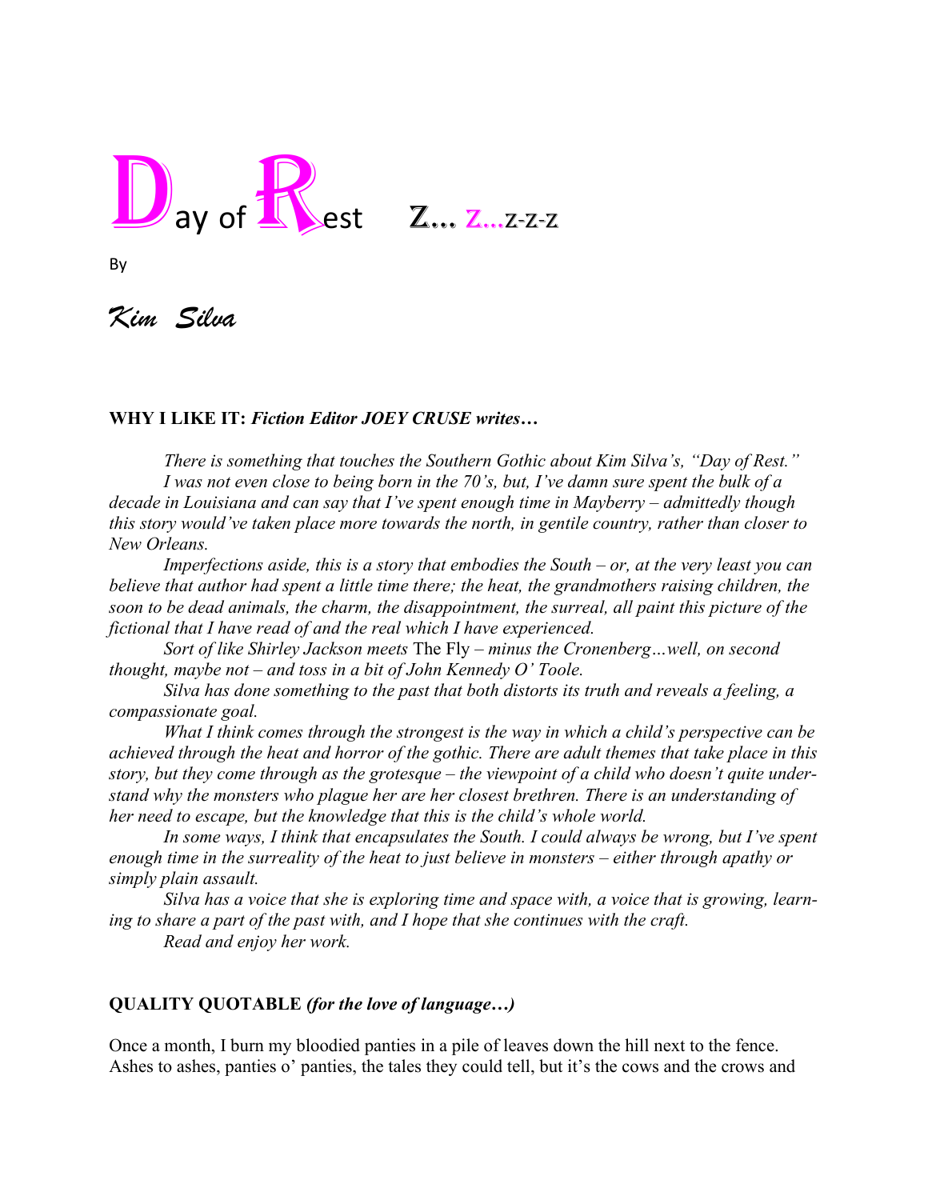# Day of Rest Z… Z…z-z-z

By

*Kim Silva*

**WHY I LIKE IT:** ***Fiction Editor JOEY CRUSE writes…***

*There is something that touches the Southern Gothic about Kim Silva's, "Day of Rest."*

*I was not even close to being born in the 70's, but, I've damn sure spent the bulk of a decade in Louisiana and can say that I've spent enough time in Mayberry – admittedly though this story would've taken place more towards the north, in gentile country, rather than closer to New Orleans.*

*Imperfections aside, this is a story that embodies the South – or, at the very least you can believe that author had spent a little time there; the heat, the grandmothers raising children, the soon to be dead animals, the charm, the disappointment, the surreal, all paint this picture of the fictional that I have read of and the real which I have experienced.*

*Sort of like Shirley Jackson meets* The Fly *– minus the Cronenberg…well, on second thought, maybe not – and toss in a bit of John Kennedy O' Toole.*

*Silva has done something to the past that both distorts its truth and reveals a feeling, a compassionate goal.*

*What I think comes through the strongest is the way in which a child's perspective can be achieved through the heat and horror of the gothic. There are adult themes that take place in this story, but they come through as the grotesque – the viewpoint of a child who doesn't quite understand why the monsters who plague her are her closest brethren. There is an understanding of her need to escape, but the knowledge that this is the child's whole world.*

*In some ways, I think that encapsulates the South. I could always be wrong, but I've spent enough time in the surreality of the heat to just believe in monsters – either through apathy or simply plain assault.*

*Silva has a voice that she is exploring time and space with, a voice that is growing, learning to share a part of the past with, and I hope that she continues with the craft.*

*Read and enjoy her work.*

**QUALITY QUOTABLE** ***(for the love of language…)***

Once a month, I burn my bloodied panties in a pile of leaves down the hill next to the fence. Ashes to ashes, panties o' panties, the tales they could tell, but it's the cows and the crows and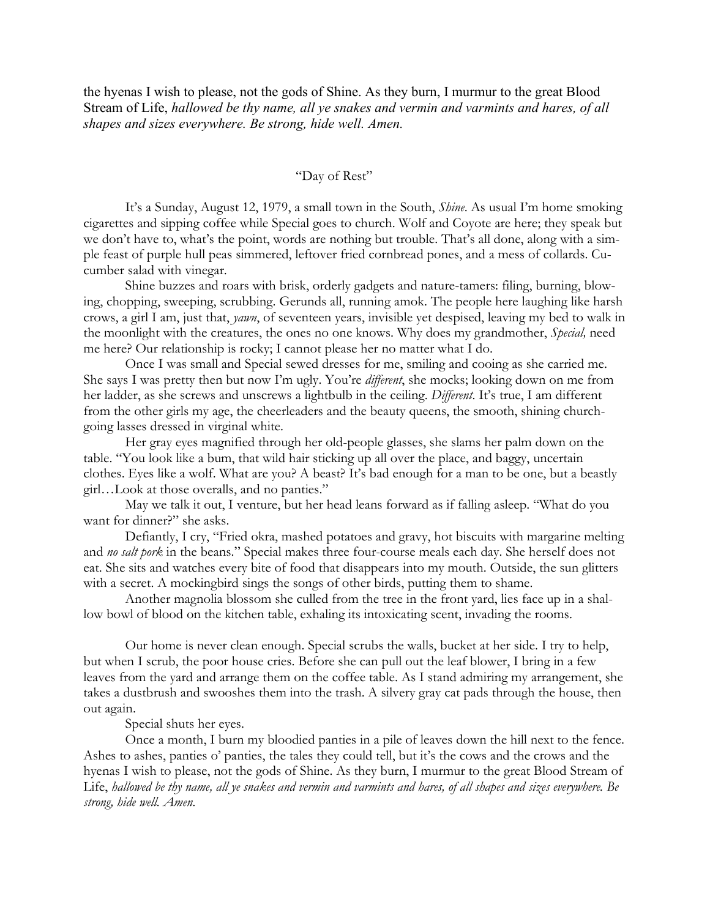the hyenas I wish to please, not the gods of Shine. As they burn, I murmur to the great Blood Stream of Life, *hallowed be thy name, all ye snakes and vermin and varmints and hares, of all shapes and sizes everywhere. Be strong, hide well. Amen.*

"Day of Rest"

It's a Sunday, August 12, 1979, a small town in the South, *Shine*. As usual I'm home smoking cigarettes and sipping coffee while Special goes to church. Wolf and Coyote are here; they speak but we don't have to, what's the point, words are nothing but trouble. That's all done, along with a simple feast of purple hull peas simmered, leftover fried cornbread pones, and a mess of collards. Cucumber salad with vinegar.

Shine buzzes and roars with brisk, orderly gadgets and nature-tamers: filing, burning, blowing, chopping, sweeping, scrubbing. Gerunds all, running amok. The people here laughing like harsh crows, a girl I am, just that, *yawn*, of seventeen years, invisible yet despised, leaving my bed to walk in the moonlight with the creatures, the ones no one knows. Why does my grandmother, *Special,* need me here? Our relationship is rocky; I cannot please her no matter what I do.

Once I was small and Special sewed dresses for me, smiling and cooing as she carried me. She says I was pretty then but now I'm ugly. You're *different*, she mocks; looking down on me from her ladder, as she screws and unscrews a lightbulb in the ceiling. *Different*. It's true, I am different from the other girls my age, the cheerleaders and the beauty queens, the smooth, shining church-going lasses dressed in virginal white.

Her gray eyes magnified through her old-people glasses, she slams her palm down on the table. "You look like a bum, that wild hair sticking up all over the place, and baggy, uncertain clothes. Eyes like a wolf. What are you? A beast? It's bad enough for a man to be one, but a beastly girl…Look at those overalls, and no panties."

May we talk it out, I venture, but her head leans forward as if falling asleep. "What do you want for dinner?" she asks.

Defiantly, I cry, "Fried okra, mashed potatoes and gravy, hot biscuits with margarine melting and *no salt pork* in the beans." Special makes three four-course meals each day. She herself does not eat. She sits and watches every bite of food that disappears into my mouth. Outside, the sun glitters with a secret. A mockingbird sings the songs of other birds, putting them to shame.

Another magnolia blossom she culled from the tree in the front yard, lies face up in a shallow bowl of blood on the kitchen table, exhaling its intoxicating scent, invading the rooms.

Our home is never clean enough. Special scrubs the walls, bucket at her side. I try to help, but when I scrub, the poor house cries. Before she can pull out the leaf blower, I bring in a few leaves from the yard and arrange them on the coffee table. As I stand admiring my arrangement, she takes a dustbrush and swooshes them into the trash. A silvery gray cat pads through the house, then out again.

Special shuts her eyes.

Once a month, I burn my bloodied panties in a pile of leaves down the hill next to the fence. Ashes to ashes, panties o' panties, the tales they could tell, but it's the cows and the crows and the hyenas I wish to please, not the gods of Shine. As they burn, I murmur to the great Blood Stream of Life, *hallowed be thy name, all ye snakes and vermin and varmints and hares, of all shapes and sizes everywhere. Be strong, hide well. Amen.*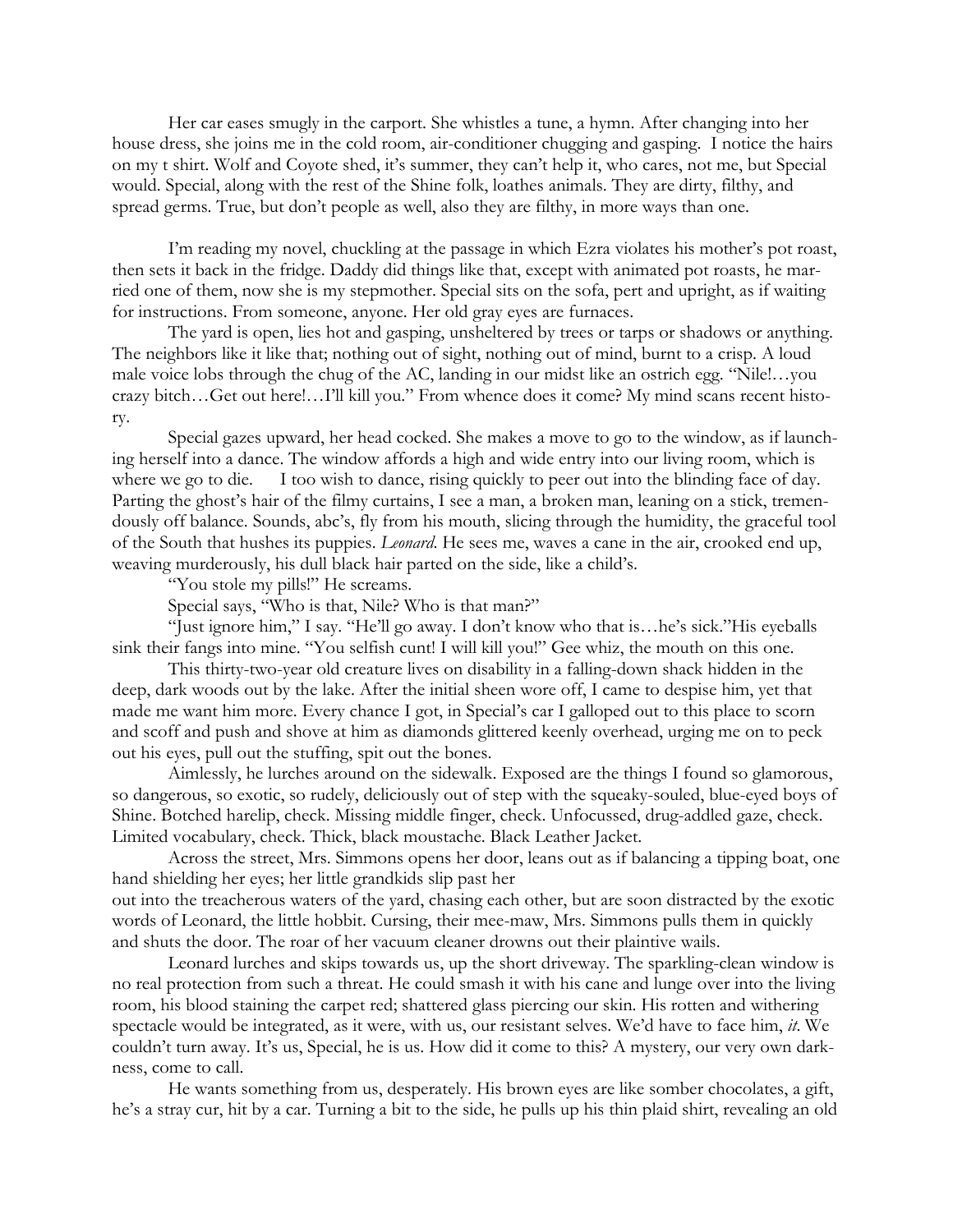Her car eases smugly in the carport. She whistles a tune, a hymn. After changing into her house dress, she joins me in the cold room, air-conditioner chugging and gasping. I notice the hairs on my t shirt. Wolf and Coyote shed, it's summer, they can't help it, who cares, not me, but Special would. Special, along with the rest of the Shine folk, loathes animals. They are dirty, filthy, and spread germs. True, but don't people as well, also they are filthy, in more ways than one.

I'm reading my novel, chuckling at the passage in which Ezra violates his mother's pot roast, then sets it back in the fridge. Daddy did things like that, except with animated pot roasts, he married one of them, now she is my stepmother. Special sits on the sofa, pert and upright, as if waiting for instructions. From someone, anyone. Her old gray eyes are furnaces.

The yard is open, lies hot and gasping, unsheltered by trees or tarps or shadows or anything. The neighbors like it like that; nothing out of sight, nothing out of mind, burnt to a crisp. A loud male voice lobs through the chug of the AC, landing in our midst like an ostrich egg. "Nile!…you crazy bitch…Get out here!…I'll kill you." From whence does it come? My mind scans recent history.

Special gazes upward, her head cocked. She makes a move to go to the window, as if launching herself into a dance. The window affords a high and wide entry into our living room, which is where we go to die. I too wish to dance, rising quickly to peer out into the blinding face of day. Parting the ghost's hair of the filmy curtains, I see a man, a broken man, leaning on a stick, tremendously off balance. Sounds, abc's, fly from his mouth, slicing through the humidity, the graceful tool of the South that hushes its puppies. *Leonard*. He sees me, waves a cane in the air, crooked end up, weaving murderously, his dull black hair parted on the side, like a child's.

"You stole my pills!" He screams.

Special says, "Who is that, Nile? Who is that man?"

"Just ignore him," I say. "He'll go away. I don't know who that is…he's sick."His eyeballs sink their fangs into mine. "You selfish cunt! I will kill you!" Gee whiz, the mouth on this one.

This thirty-two-year old creature lives on disability in a falling-down shack hidden in the deep, dark woods out by the lake. After the initial sheen wore off, I came to despise him, yet that made me want him more. Every chance I got, in Special's car I galloped out to this place to scorn and scoff and push and shove at him as diamonds glittered keenly overhead, urging me on to peck out his eyes, pull out the stuffing, spit out the bones.

Aimlessly, he lurches around on the sidewalk. Exposed are the things I found so glamorous, so dangerous, so exotic, so rudely, deliciously out of step with the squeaky-souled, blue-eyed boys of Shine. Botched harelip, check. Missing middle finger, check. Unfocussed, drug-addled gaze, check. Limited vocabulary, check. Thick, black moustache. Black Leather Jacket.

Across the street, Mrs. Simmons opens her door, leans out as if balancing a tipping boat, one hand shielding her eyes; her little grandkids slip past her out into the treacherous waters of the yard, chasing each other, but are soon distracted by the exotic words of Leonard, the little hobbit. Cursing, their mee-maw, Mrs. Simmons pulls them in quickly and shuts the door. The roar of her vacuum cleaner drowns out their plaintive wails.

Leonard lurches and skips towards us, up the short driveway. The sparkling-clean window is no real protection from such a threat. He could smash it with his cane and lunge over into the living room, his blood staining the carpet red; shattered glass piercing our skin. His rotten and withering spectacle would be integrated, as it were, with us, our resistant selves. We'd have to face him, *it*. We couldn't turn away. It's us, Special, he is us. How did it come to this? A mystery, our very own darkness, come to call.

He wants something from us, desperately. His brown eyes are like somber chocolates, a gift, he's a stray cur, hit by a car. Turning a bit to the side, he pulls up his thin plaid shirt, revealing an old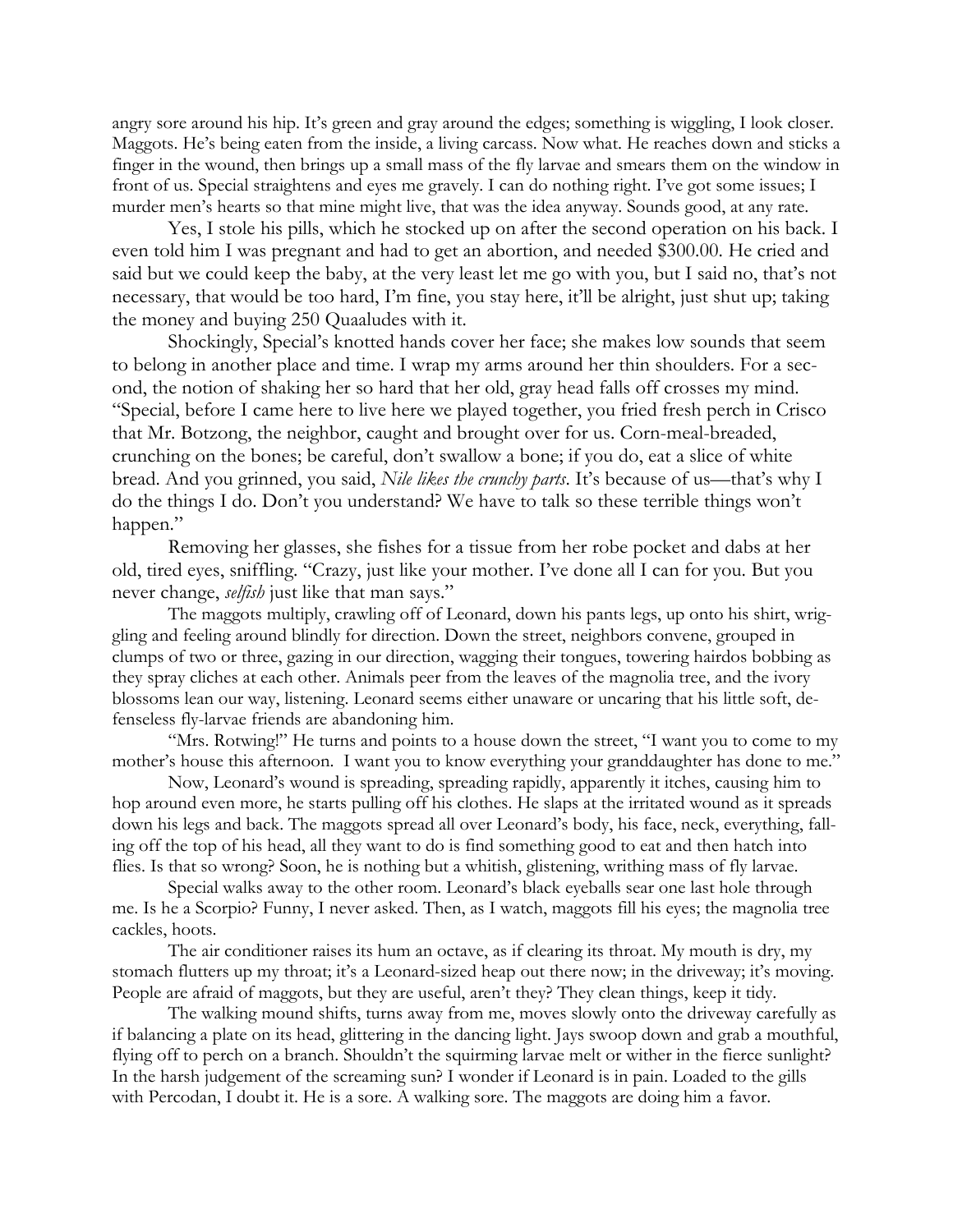angry sore around his hip. It's green and gray around the edges; something is wiggling, I look closer. Maggots. He's being eaten from the inside, a living carcass. Now what. He reaches down and sticks a finger in the wound, then brings up a small mass of the fly larvae and smears them on the window in front of us. Special straightens and eyes me gravely. I can do nothing right. I've got some issues; I murder men's hearts so that mine might live, that was the idea anyway. Sounds good, at any rate.

Yes, I stole his pills, which he stocked up on after the second operation on his back. I even told him I was pregnant and had to get an abortion, and needed $300.00. He cried and said but we could keep the baby, at the very least let me go with you, but I said no, that's not necessary, that would be too hard, I'm fine, you stay here, it'll be alright, just shut up; taking the money and buying 250 Quaaludes with it.

Shockingly, Special's knotted hands cover her face; she makes low sounds that seem to belong in another place and time. I wrap my arms around her thin shoulders. For a second, the notion of shaking her so hard that her old, gray head falls off crosses my mind. "Special, before I came here to live here we played together, you fried fresh perch in Crisco that Mr. Botzong, the neighbor, caught and brought over for us. Corn-meal-breaded, crunching on the bones; be careful, don't swallow a bone; if you do, eat a slice of white bread. And you grinned, you said, *Nile likes the crunchy parts*. It's because of us—that's why I do the things I do. Don't you understand? We have to talk so these terrible things won't happen."

Removing her glasses, she fishes for a tissue from her robe pocket and dabs at her old, tired eyes, sniffling. "Crazy, just like your mother. I've done all I can for you. But you never change, *selfish* just like that man says."

The maggots multiply, crawling off of Leonard, down his pants legs, up onto his shirt, wriggling and feeling around blindly for direction. Down the street, neighbors convene, grouped in clumps of two or three, gazing in our direction, wagging their tongues, towering hairdos bobbing as they spray cliches at each other. Animals peer from the leaves of the magnolia tree, and the ivory blossoms lean our way, listening. Leonard seems either unaware or uncaring that his little soft, defenseless fly-larvae friends are abandoning him.

"Mrs. Rotwing!" He turns and points to a house down the street, "I want you to come to my mother's house this afternoon. I want you to know everything your granddaughter has done to me."

Now, Leonard's wound is spreading, spreading rapidly, apparently it itches, causing him to hop around even more, he starts pulling off his clothes. He slaps at the irritated wound as it spreads down his legs and back. The maggots spread all over Leonard's body, his face, neck, everything, falling off the top of his head, all they want to do is find something good to eat and then hatch into flies. Is that so wrong? Soon, he is nothing but a whitish, glistening, writhing mass of fly larvae.

Special walks away to the other room. Leonard's black eyeballs sear one last hole through me. Is he a Scorpio? Funny, I never asked. Then, as I watch, maggots fill his eyes; the magnolia tree cackles, hoots.

The air conditioner raises its hum an octave, as if clearing its throat. My mouth is dry, my stomach flutters up my throat; it's a Leonard-sized heap out there now; in the driveway; it's moving. People are afraid of maggots, but they are useful, aren't they? They clean things, keep it tidy.

The walking mound shifts, turns away from me, moves slowly onto the driveway carefully as if balancing a plate on its head, glittering in the dancing light. Jays swoop down and grab a mouthful, flying off to perch on a branch. Shouldn't the squirming larvae melt or wither in the fierce sunlight? In the harsh judgement of the screaming sun? I wonder if Leonard is in pain. Loaded to the gills with Percodan, I doubt it. He is a sore. A walking sore. The maggots are doing him a favor.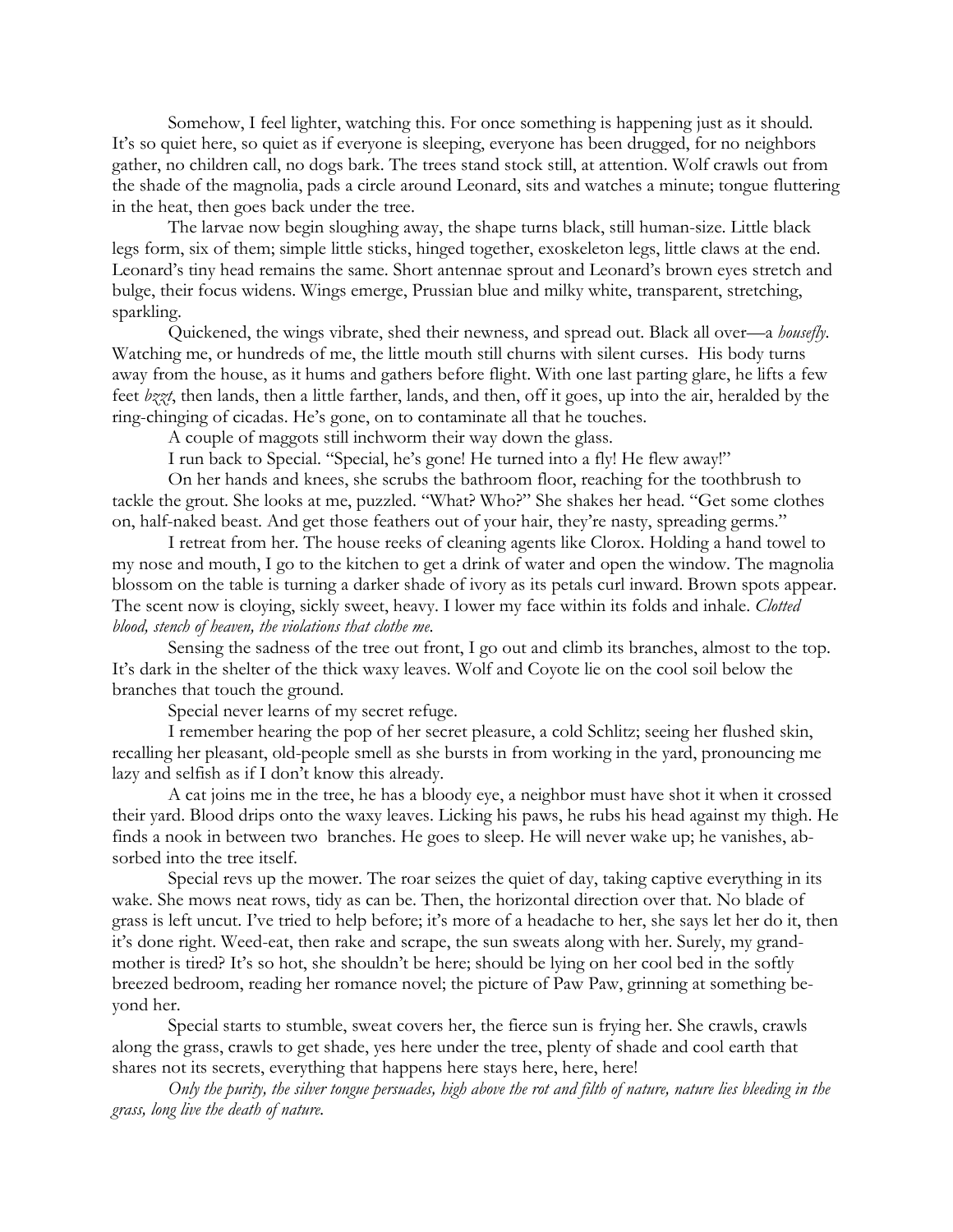Somehow, I feel lighter, watching this. For once something is happening just as it should. It's so quiet here, so quiet as if everyone is sleeping, everyone has been drugged, for no neighbors gather, no children call, no dogs bark. The trees stand stock still, at attention. Wolf crawls out from the shade of the magnolia, pads a circle around Leonard, sits and watches a minute; tongue fluttering in the heat, then goes back under the tree.

The larvae now begin sloughing away, the shape turns black, still human-size. Little black legs form, six of them; simple little sticks, hinged together, exoskeleton legs, little claws at the end. Leonard's tiny head remains the same. Short antennae sprout and Leonard's brown eyes stretch and bulge, their focus widens. Wings emerge, Prussian blue and milky white, transparent, stretching, sparkling.

Quickened, the wings vibrate, shed their newness, and spread out. Black all over—a *housefly.* Watching me, or hundreds of me, the little mouth still churns with silent curses. His body turns away from the house, as it hums and gathers before flight. With one last parting glare, he lifts a few feet *bzzt*, then lands, then a little farther, lands, and then, off it goes, up into the air, heralded by the ring-chinging of cicadas. He's gone, on to contaminate all that he touches.

A couple of maggots still inchworm their way down the glass.

I run back to Special. "Special, he's gone! He turned into a fly! He flew away!"

On her hands and knees, she scrubs the bathroom floor, reaching for the toothbrush to tackle the grout. She looks at me, puzzled. "What? Who?" She shakes her head. "Get some clothes on, half-naked beast. And get those feathers out of your hair, they're nasty, spreading germs."

I retreat from her. The house reeks of cleaning agents like Clorox. Holding a hand towel to my nose and mouth, I go to the kitchen to get a drink of water and open the window. The magnolia blossom on the table is turning a darker shade of ivory as its petals curl inward. Brown spots appear. The scent now is cloying, sickly sweet, heavy. I lower my face within its folds and inhale. *Clotted blood, stench of heaven, the violations that clothe me.*

Sensing the sadness of the tree out front, I go out and climb its branches, almost to the top. It's dark in the shelter of the thick waxy leaves. Wolf and Coyote lie on the cool soil below the branches that touch the ground.

Special never learns of my secret refuge.

I remember hearing the pop of her secret pleasure, a cold Schlitz; seeing her flushed skin, recalling her pleasant, old-people smell as she bursts in from working in the yard, pronouncing me lazy and selfish as if I don't know this already.

A cat joins me in the tree, he has a bloody eye, a neighbor must have shot it when it crossed their yard. Blood drips onto the waxy leaves. Licking his paws, he rubs his head against my thigh. He finds a nook in between two branches. He goes to sleep. He will never wake up; he vanishes, absorbed into the tree itself.

Special revs up the mower. The roar seizes the quiet of day, taking captive everything in its wake. She mows neat rows, tidy as can be. Then, the horizontal direction over that. No blade of grass is left uncut. I've tried to help before; it's more of a headache to her, she says let her do it, then it's done right. Weed-eat, then rake and scrape, the sun sweats along with her. Surely, my grandmother is tired? It's so hot, she shouldn't be here; should be lying on her cool bed in the softly breezed bedroom, reading her romance novel; the picture of Paw Paw, grinning at something beyond her.

Special starts to stumble, sweat covers her, the fierce sun is frying her. She crawls, crawls along the grass, crawls to get shade, yes here under the tree, plenty of shade and cool earth that shares not its secrets, everything that happens here stays here, here, here!

*Only the purity, the silver tongue persuades, high above the rot and filth of nature, nature lies bleeding in the grass, long live the death of nature.*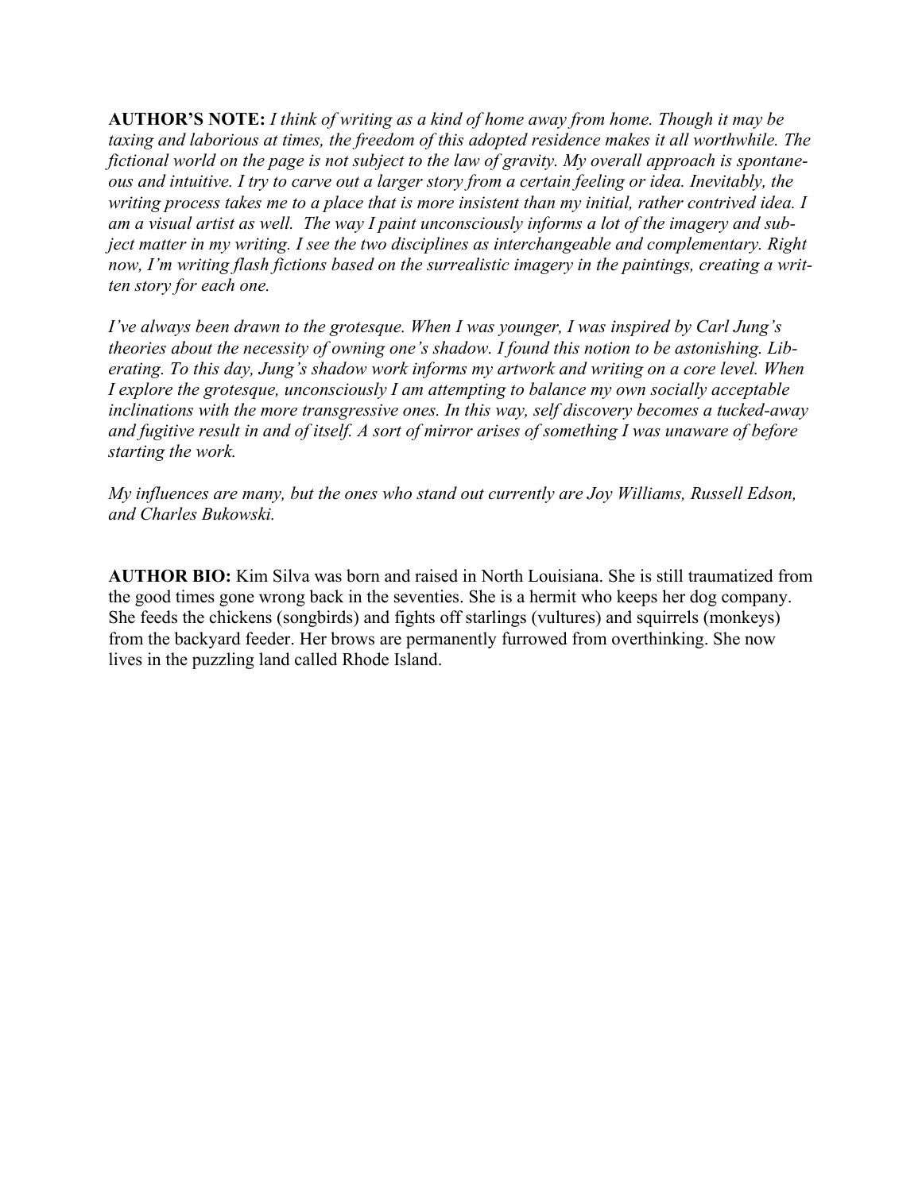**AUTHOR'S NOTE:** *I think of writing as a kind of home away from home. Though it may be taxing and laborious at times, the freedom of this adopted residence makes it all worthwhile. The fictional world on the page is not subject to the law of gravity. My overall approach is spontaneous and intuitive. I try to carve out a larger story from a certain feeling or idea. Inevitably, the writing process takes me to a place that is more insistent than my initial, rather contrived idea. I am a visual artist as well. The way I paint unconsciously informs a lot of the imagery and subject matter in my writing. I see the two disciplines as interchangeable and complementary. Right now, I'm writing flash fictions based on the surrealistic imagery in the paintings, creating a written story for each one.*

*I've always been drawn to the grotesque. When I was younger, I was inspired by Carl Jung's theories about the necessity of owning one's shadow. I found this notion to be astonishing. Liberating. To this day, Jung's shadow work informs my artwork and writing on a core level. When I explore the grotesque, unconsciously I am attempting to balance my own socially acceptable inclinations with the more transgressive ones. In this way, self discovery becomes a tucked-away and fugitive result in and of itself. A sort of mirror arises of something I was unaware of before starting the work.*

*My influences are many, but the ones who stand out currently are Joy Williams, Russell Edson, and Charles Bukowski.*

**AUTHOR BIO:** Kim Silva was born and raised in North Louisiana. She is still traumatized from the good times gone wrong back in the seventies. She is a hermit who keeps her dog company. She feeds the chickens (songbirds) and fights off starlings (vultures) and squirrels (monkeys) from the backyard feeder. Her brows are permanently furrowed from overthinking. She now lives in the puzzling land called Rhode Island.